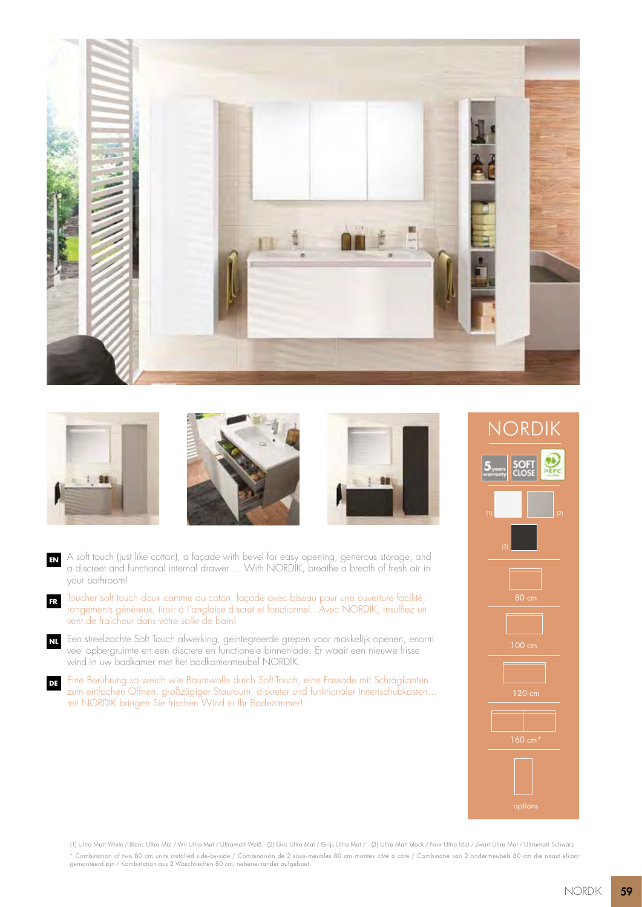# NORDIK

**EN** A soft touch (just like cotton), a façade with bevel for easy opening, generous storage, and a discreet and functional internal drawer ... With NORDIK, breathe a breath of fresh air in your bathroom!

**FR** Toucher soft touch doux comme du coton, façade avec biseau pour une ouverture facilité, rangements généreux, tiroir à l'anglaise discret et fonctionnel…Avec NORDIK, insufflez un vent de fraicheur dans votre salle de bain!

**NL** Een streelzachte Soft Touch afwerking, geïntegreerde grepen voor makkelijk openen, enorm veel opbergruimte en een discrete en functionele binnenlade. Er waait een nieuwe frisse wind in uw badkamer met het badkamermeubel NORDIK.

**DE** Eine Berührung so weich wie Baumwolle durch Soft-Touch, eine Fassade mit Schrägkanten zum einfachen Öffnen, großzügiger Stauraum, diskreter und funktionaler Innenschubkasten... mit NORDIK bringen Sie frischen Wind in Ihr Badezimmer!

5 years warranty | SOFT CLOSE | PEFC

(1) (2) (3)

80 cm

100 cm

120 cm

160 cm*

options

(1) Ultra Matt White / Blanc Ultra Mat / Wit Ultra Mat / Ultramatt-Weiß - (2) Gris Ultra Mat / Grijs Ultra Mat / - (3) Ultra Matt black / Noir Ultra Mat / Zwart Ultra Mat / Ultramatt-Schwarz

* Combination of two 80 cm units installed side-by-side / Combinaison de 2 sous-meubles 80 cm montés côte à côte / Combinatie van 2 ondermeubels 80 cm die naast elkaar gemonteerd zijn / Kombination aus 2 Waschtischen 80 cm, nebeneinander aufgebaut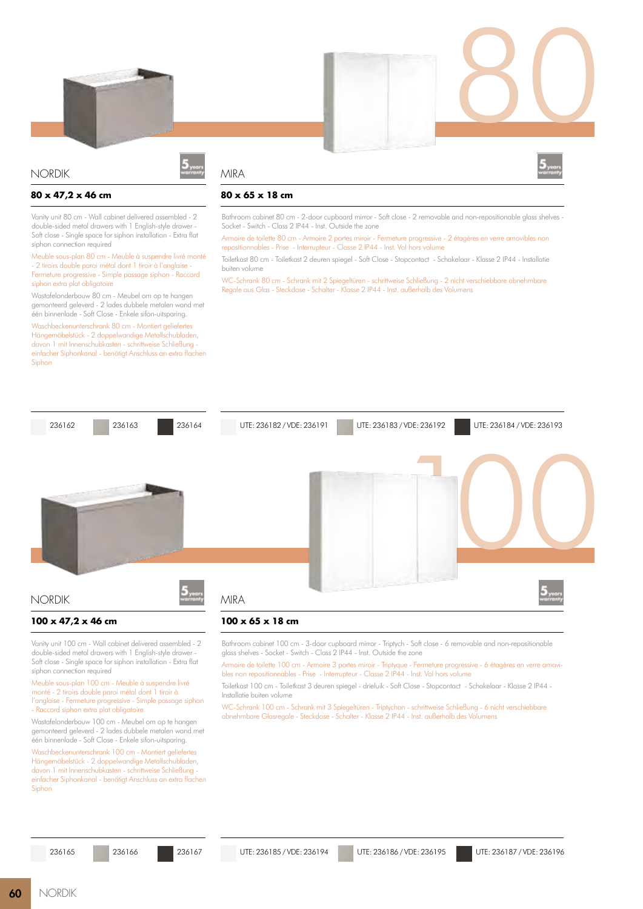# 80

## NORDIK

5 years warranty

**80 x 47,2 x 46 cm**

Vanity unit 80 cm - Wall cabinet delivered assembled - 2 double-sided metal drawers with 1 English-style drawer - Soft close - Single space for siphon installation - Extra flat siphon connection required

Meuble sous-plan 80 cm - Meuble à suspendre livré monté - 2 tiroirs double paroi métal dont 1 tiroir à l'anglaise - Fermeture progressive - Simple passage siphon - Raccord siphon extra plat obligatoire

Wastafelonderbouw 80 cm - Meubel om op te hangen gemonteerd geleverd - 2 lades dubbele metalen wand met één binnenlade - Soft Close - Enkele sifon-uitsparing.

Waschbeckenunterschrank 80 cm - Montiert geliefertes Hängemöbelstück - 2 doppelwandige Metallschubladen, davon 1 mit Innenschubkasten - schrittweise Schließung - einfacher Siphonkanal - benötigt Anschluss an extra flachen Siphon

236162 | 236163 | 236164

## MIRA

5 years warranty

**80 x 65 x 18 cm**

Bathroom cabinet 80 cm - 2-door cupboard mirror - Soft close - 2 removable and non-repositionable glass shelves - Socket - Switch - Class 2 IP44 - Inst. Outside the zone

Armoire de toilette 80 cm - Armoire 2 portes miroir - Fermeture progressive - 2 étagères en verre amovibles non repositionnables - Prise - Interrupteur - Classe 2 IP44 - Inst. Vol hors volume

Toiletkast 80 cm - Toiletkast 2 deuren spiegel - Soft Close - Stopcontact - Schakelaar - Klasse 2 IP44 - Installatie buiten volume

WC-Schrank 80 cm - Schrank mit 2 Spiegeltüren - schrittweise Schließung - 2 nicht verschiebbare abnehmbare Regale aus Glas - Steckdose - Schalter - Klasse 2 IP44 - Inst. außerhalb des Volumens

UTE: 236182 / VDE: 236191 | UTE: 236183 / VDE: 236192 | UTE: 236184 / VDE: 236193

# 100

## NORDIK

5 years warranty

**100 x 47,2 x 46 cm**

Vanity unit 100 cm - Wall cabinet delivered assembled - 2 double-sided metal drawers with 1 English-style drawer - Soft close - Single space for siphon installation - Extra flat siphon connection required

Meuble sous-plan 100 cm - Meuble à suspendre livré monté - 2 tiroirs double paroi métal dont 1 tiroir à l'anglaise - Fermeture progressive - Simple passage siphon - Raccord siphon extra plat obligatoire

Wastafelonderbouw 100 cm - Meubel om op te hangen gemonteerd geleverd - 2 lades dubbele metalen wand met één binnenlade - Soft Close - Enkele sifon-uitsparing.

Waschbeckenunterschrank 100 cm - Montiert geliefertes Hängemöbelstück - 2 doppelwandige Metallschubladen, davon 1 mit Innenschubkasten - schrittweise Schließung - einfacher Siphonkanal - benötigt Anschluss an extra flachen Siphon

236165 | 236166 | 236167

## MIRA

5 years warranty

**100 x 65 x 18 cm**

Bathroom cabinet 100 cm - 3-door cupboard mirror - Triptych - Soft close - 6 removable and non-repositionable glass shelves - Socket - Switch - Class 2 IP44 - Inst. Outside the zone

Armoire de toilette 100 cm - Armoire 3 portes miroir - Triptyque - Fermeture progressive - 6 étagères en verre amovibles non repositionnables - Prise - Interrupteur - Classe 2 IP44 - Inst. Vol hors volume

Toiletkast 100 cm - Toiletkast 3 deuren spiegel - drieluik - Soft Close - Stopcontact - Schakelaar - Klasse 2 IP44 - Installatie buiten volume

WC-Schrank 100 cm - Schrank mit 3 Spiegeltüren - Triptychon - schrittweise Schließung - 6 nicht verschiebbare abnehmbare Glasregale - Steckdose - Schalter - Klasse 2 IP44 - Inst. außerhalb des Volumens

UTE: 236185 / VDE: 236194 | UTE: 236186 / VDE: 236195 | UTE: 236187 / VDE: 236196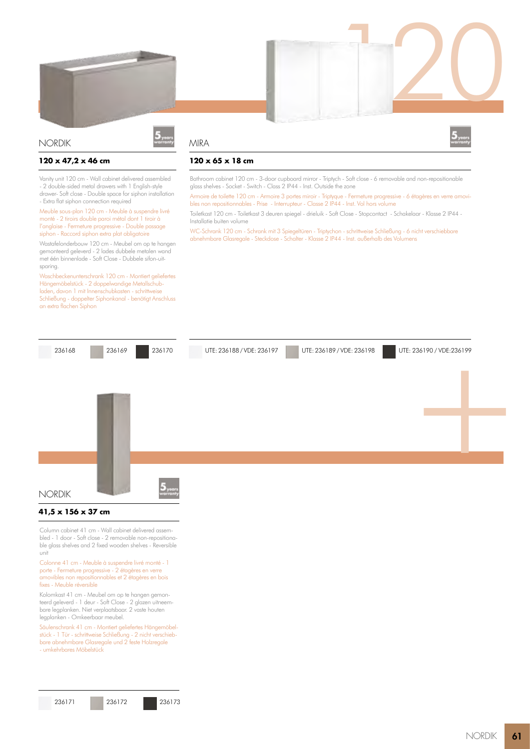## NORDIK

5 years warranty

### 120 x 47,2 x 46 cm

Vanity unit 120 cm - Wall cabinet delivered assembled - 2 double-sided metal drawers with 1 English-style drawer- Soft close - Double space for siphon installation - Extra flat siphon connection required

Meuble sous-plan 120 cm - Meuble à suspendre livré monté - 2 tiroirs double paroi métal dont 1 tiroir à l'anglaise - Fermeture progressive - Double passage siphon - Raccord siphon extra plat obligatoire

Wastafelonderbouw 120 cm - Meubel om op te hangen gemonteerd geleverd - 2 lades dubbele metalen wand met één binnenlade - Soft Close - Dubbele sifon-uitsparing.

Waschbeckenunterschrank 120 cm - Montiert geliefertes Hängemöbelstück - 2 doppelwandige Metallschubladen, davon 1 mit Innenschubkasten - schrittweise Schließung - doppelter Siphonkanal - benötigt Anschluss an extra flachen Siphon

236168 236169 236170

## MIRA

5 years warranty

### 120 x 65 x 18 cm

Bathroom cabinet 120 cm - 3-door cupboard mirror - Triptych - Soft close - 6 removable and non-repositionable glass shelves - Socket - Switch - Class 2 IP44 - Inst. Outside the zone

Armoire de toilette 120 cm - Armoire 3 portes miroir - Triptyque - Fermeture progressive - 6 étagères en verre amovibles non repositionnables - Prise - Interrupteur - Classe 2 IP44 - Inst. Vol hors volume

Toiletkast 120 cm - Toiletkast 3 deuren spiegel - drieluik - Soft Close - Stopcontact - Schakelaar - Klasse 2 IP44 - Installatie buiten volume

WC-Schrank 120 cm - Schrank mit 3 Spiegeltüren - Triptychon - schrittweise Schließung - 6 nicht verschiebbare abnehmbare Glasregale - Steckdose - Schalter - Klasse 2 IP44 - Inst. außerhalb des Volumens

UTE: 236188 / VDE: 236197 UTE: 236189 / VDE: 236198 UTE: 236190 / VDE:236199

## NORDIK

5 years warranty

### 41,5 x 156 x 37 cm

Column cabinet 41 cm - Wall cabinet delivered assembled - 1 door - Soft close - 2 removable non-repositionable glass shelves and 2 fixed wooden shelves - Reversible unit

Colonne 41 cm - Meuble à suspendre livré monté - 1 porte - Fermeture progressive - 2 étagères en verre amovibles non repositionnables et 2 étagères en bois fixes - Meuble réversible

Kolomkast 41 cm - Meubel om op te hangen gemonteerd geleverd - 1 deur - Soft Close - 2 glazen uitneembare legplanken. Niet verplaatsbaar. 2 vaste houten legplanken - Omkeerbaar meubel.

Säulenschrank 41 cm - Montiert geliefertes Hängemöbelstück - 1 Tür - schrittweise Schließung - 2 nicht verschiebbare abnehmbare Glasregale und 2 feste Holzregale - umkehrbares Möbelstück

236171 236172 236173